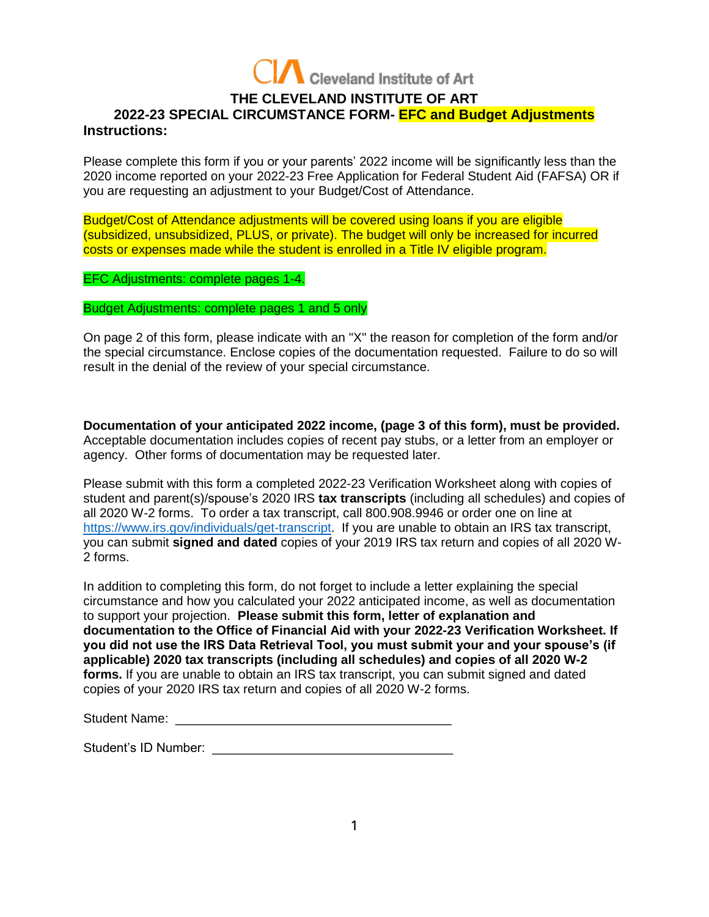Cleveland Institute of Art

# THE CLEVELAND INSTITUTE OF ART

## 2022-23 SPECIAL CIRCUMSTANCE FORM- EFC and Budget Adjustments

**Instructions:**

Please complete this form if you or your parents' 2022 income will be significantly less than the 2020 income reported on your 2022-23 Free Application for Federal Student Aid (FAFSA) OR if you are requesting an adjustment to your Budget/Cost of Attendance.

Budget/Cost of Attendance adjustments will be covered using loans if you are eligible (subsidized, unsubsidized, PLUS, or private). The budget will only be increased for incurred costs or expenses made while the student is enrolled in a Title IV eligible program.

EFC Adjustments: complete pages 1-4.

Budget Adjustments: complete pages 1 and 5 only

On page 2 of this form, please indicate with an "X" the reason for completion of the form and/or the special circumstance. Enclose copies of the documentation requested. Failure to do so will result in the denial of the review of your special circumstance.

**Documentation of your anticipated 2022 income, (page 3 of this form), must be provided.** Acceptable documentation includes copies of recent pay stubs, or a letter from an employer or agency. Other forms of documentation may be requested later.

Please submit with this form a completed 2022-23 Verification Worksheet along with copies of student and parent(s)/spouse's 2020 IRS **tax transcripts** (including all schedules) and copies of all 2020 W-2 forms. To order a tax transcript, call 800.908.9946 or order one on line at https://www.irs.gov/individuals/get-transcript. If you are unable to obtain an IRS tax transcript, you can submit **signed and dated** copies of your 2019 IRS tax return and copies of all 2020 W-2 forms.

In addition to completing this form, do not forget to include a letter explaining the special circumstance and how you calculated your 2022 anticipated income, as well as documentation to support your projection. **Please submit this form, letter of explanation and documentation to the Office of Financial Aid with your 2022-23 Verification Worksheet. If you did not use the IRS Data Retrieval Tool, you must submit your and your spouse's (if applicable) 2020 tax transcripts (including all schedules) and copies of all 2020 W-2 forms.** If you are unable to obtain an IRS tax transcript, you can submit signed and dated copies of your 2020 IRS tax return and copies of all 2020 W-2 forms.

Student Name: ______________________________________

Student's ID Number: _________________________________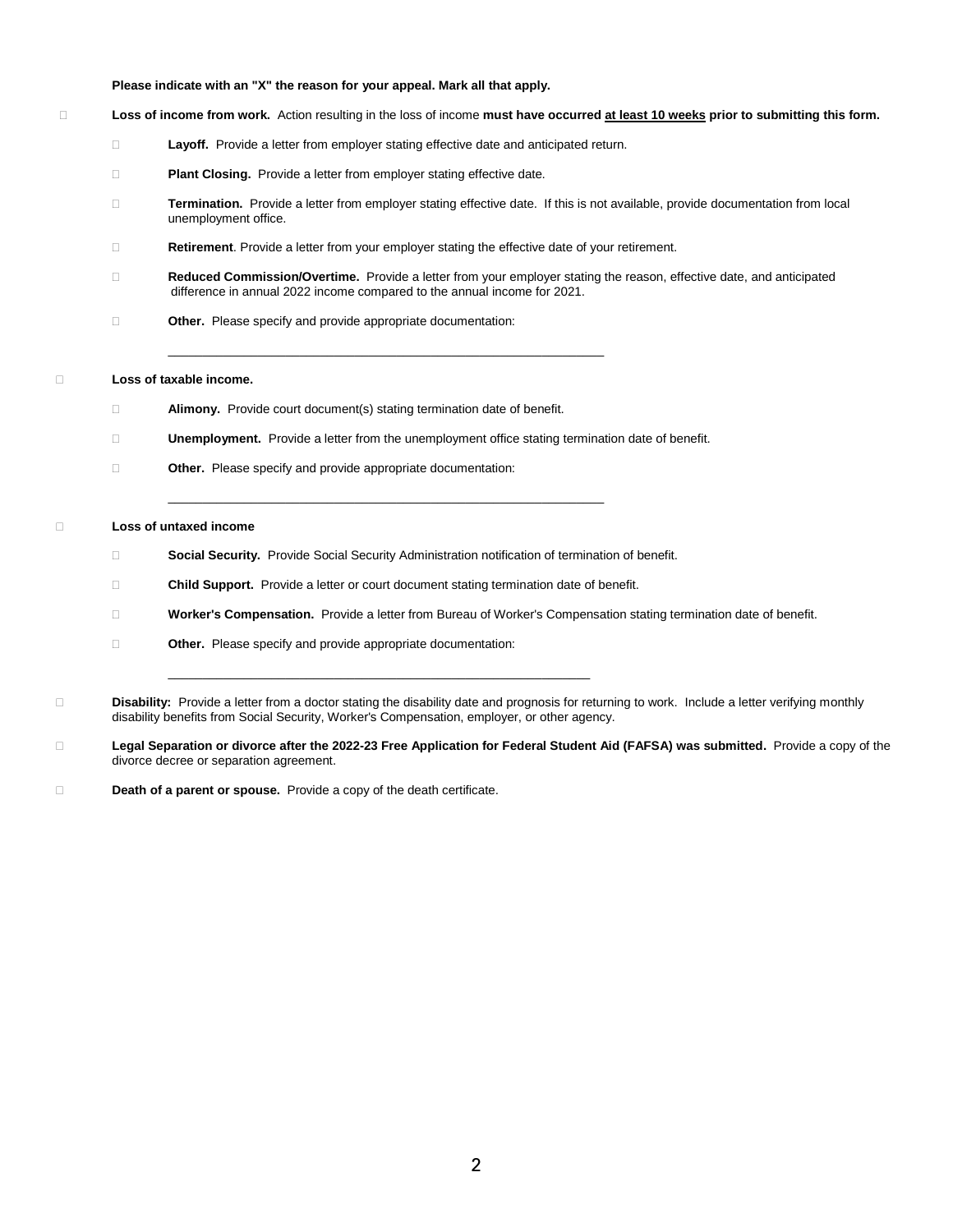**Please indicate with an "X" the reason for your appeal. Mark all that apply.**

- ☐ **Loss of income from work.** Action resulting in the loss of income **must have occurred <u>at least 10 weeks</u> prior to submitting this form.**
  - ☐ **Layoff.** Provide a letter from employer stating effective date and anticipated return.
  - ☐ **Plant Closing.** Provide a letter from employer stating effective date.
  - ☐ **Termination.** Provide a letter from employer stating effective date. If this is not available, provide documentation from local unemployment office.
  - ☐ **Retirement**. Provide a letter from your employer stating the effective date of your retirement.
  - ☐ **Reduced Commission/Overtime.** Provide a letter from your employer stating the reason, effective date, and anticipated difference in annual 2022 income compared to the annual income for 2021.
  - ☐ **Other.** Please specify and provide appropriate documentation:

    ________________________________________________________________

- ☐ **Loss of taxable income.**
  - ☐ **Alimony.** Provide court document(s) stating termination date of benefit.
  - ☐ **Unemployment.** Provide a letter from the unemployment office stating termination date of benefit.
  - ☐ **Other.** Please specify and provide appropriate documentation:

    ________________________________________________________________

- ☐ **Loss of untaxed income**
  - ☐ **Social Security.** Provide Social Security Administration notification of termination of benefit.
  - ☐ **Child Support.** Provide a letter or court document stating termination date of benefit.
  - ☐ **Worker's Compensation.** Provide a letter from Bureau of Worker's Compensation stating termination date of benefit.
  - ☐ **Other.** Please specify and provide appropriate documentation:

    ______________________________________________________________

- ☐ **Disability:** Provide a letter from a doctor stating the disability date and prognosis for returning to work. Include a letter verifying monthly disability benefits from Social Security, Worker's Compensation, employer, or other agency.
- ☐ **Legal Separation or divorce after the 2022-23 Free Application for Federal Student Aid (FAFSA) was submitted.** Provide a copy of the divorce decree or separation agreement.
- ☐ **Death of a parent or spouse.** Provide a copy of the death certificate.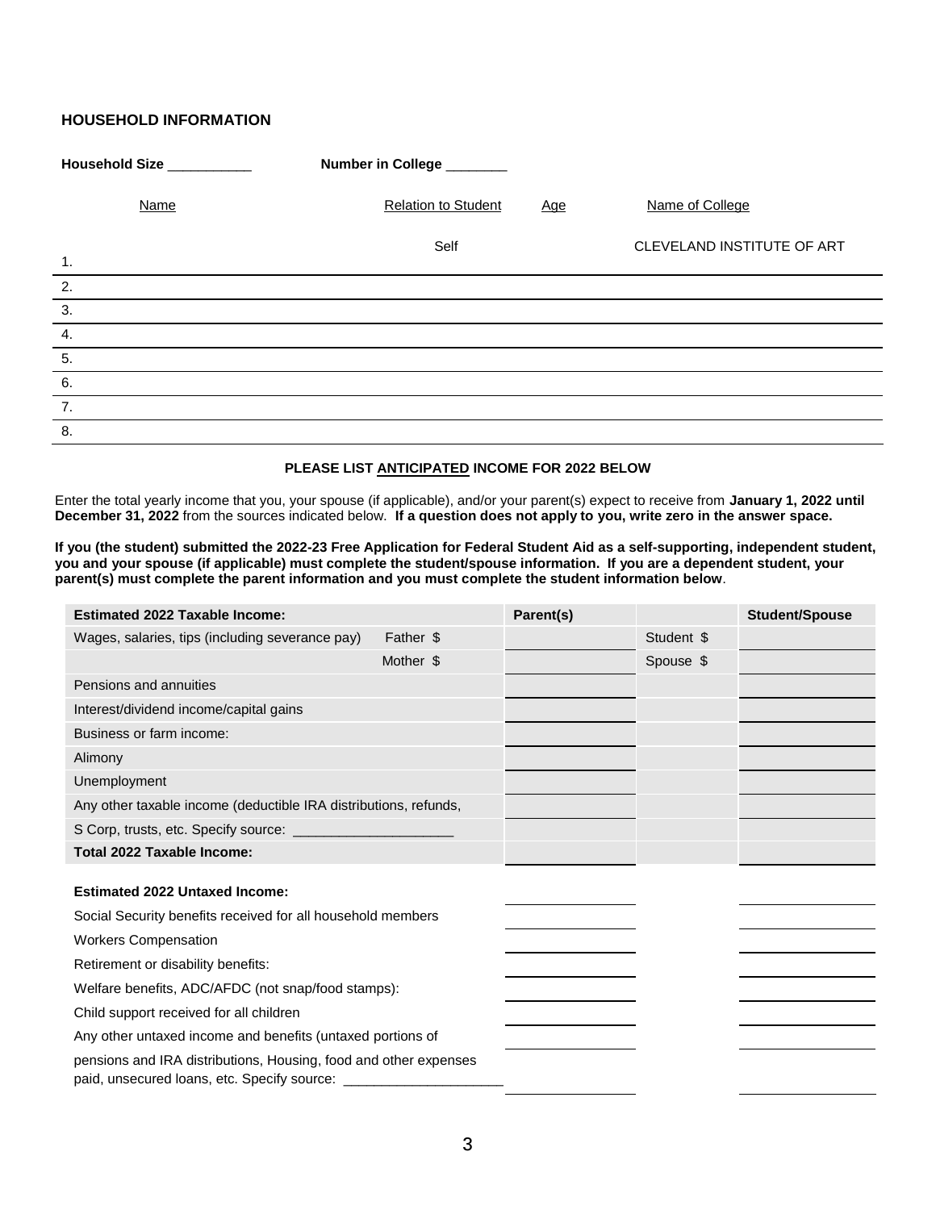### HOUSEHOLD INFORMATION

**Household Size** ___________ **Number in College** ________

| | Name | Relation to Student | Age | Name of College |
|---|---|---|---|---|
| 1. | | Self | | CLEVELAND INSTITUTE OF ART |
| 2. | | | | |
| 3. | | | | |
| 4. | | | | |
| 5. | | | | |
| 6. | | | | |
| 7. | | | | |
| 8. | | | | |

**PLEASE LIST ANTICIPATED INCOME FOR 2022 BELOW**

Enter the total yearly income that you, your spouse (if applicable), and/or your parent(s) expect to receive from **January 1, 2022 until December 31, 2022** from the sources indicated below. **If a question does not apply to you, write zero in the answer space.**

**If you (the student) submitted the 2022-23 Free Application for Federal Student Aid as a self-supporting, independent student, you and your spouse (if applicable) must complete the student/spouse information. If you are a dependent student, your parent(s) must complete the parent information and you must complete the student information below**.

| **Estimated 2022 Taxable Income:** | | **Parent(s)** | | **Student/Spouse** |
|---|---|---|---|---|
| Wages, salaries, tips (including severance pay) | Father $ | | Student $ | |
| | Mother $ | | Spouse $ | |
| Pensions and annuities | | | | |
| Interest/dividend income/capital gains | | | | |
| Business or farm income: | | | | |
| Alimony | | | | |
| Unemployment | | | | |
| Any other taxable income (deductible IRA distributions, refunds, S Corp, trusts, etc. Specify source: _____________________ | | | | |
| **Total 2022 Taxable Income:** | | | | |
| **Estimated 2022 Untaxed Income:** | | | | |
| Social Security benefits received for all household members | | | | |
| Workers Compensation | | | | |
| Retirement or disability benefits: | | | | |
| Welfare benefits, ADC/AFDC (not snap/food stamps): | | | | |
| Child support received for all children | | | | |
| Any other untaxed income and benefits (untaxed portions of pensions and IRA distributions, Housing, food and other expenses paid, unsecured loans, etc. Specify source: _____________________ | | | | |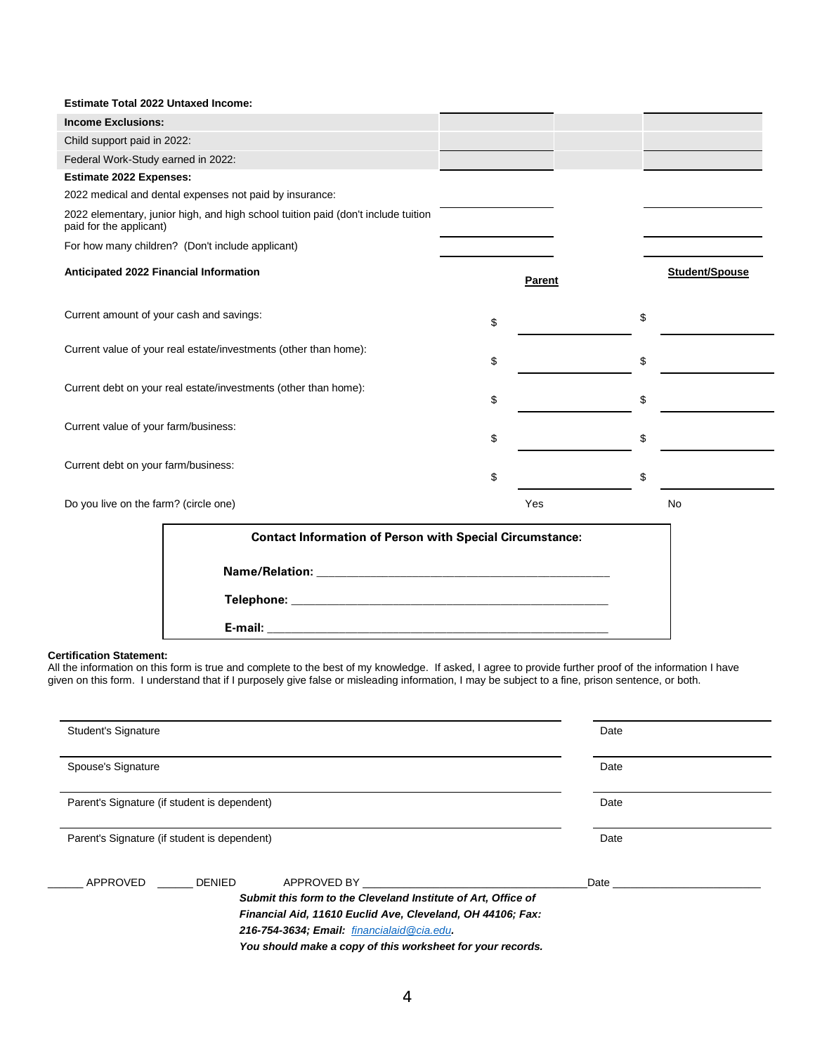| Estimate Total 2022 Untaxed Income: | | |
|---|---|---|
| **Income Exclusions:** | | |
| Child support paid in 2022: | | |
| Federal Work-Study earned in 2022: | | |
| **Estimate 2022 Expenses:** | | |
| 2022 medical and dental expenses not paid by insurance: | | |
| 2022 elementary, junior high, and high school tuition paid (don't include tuition paid for the applicant) | | |
| For how many children? (Don't include applicant) | | |

| **Anticipated 2022 Financial Information** | **Parent** | **Student/Spouse** |
|---|---|---|
| Current amount of your cash and savings: | $ | $ |
| Current value of your real estate/investments (other than home): | $ | $ |
| Current debt on your real estate/investments (other than home): | $ | $ |
| Current value of your farm/business: | $ | $ |
| Current debt on your farm/business: | $ | $ |
| Do you live on the farm? (circle one) | Yes | No |

**Contact Information of Person with Special Circumstance:**

**Name/Relation:** ____________________________________________

**Telephone:** ________________________________________________

**E-mail:** __________________________________________________

**Certification Statement:**
All the information on this form is true and complete to the best of my knowledge. If asked, I agree to provide further proof of the information I have given on this form. I understand that if I purposely give false or misleading information, I may be subject to a fine, prison sentence, or both.

| Signature | Date |
|---|---|
| Student's Signature | Date |
| Spouse's Signature | Date |
| Parent's Signature (if student is dependent) | Date |
| Parent's Signature (if student is dependent) | Date |

______ APPROVED ______ DENIED APPROVED BY ____________________________________ Date ________________________

***Submit this form to the Cleveland Institute of Art, Office of Financial Aid, 11610 Euclid Ave, Cleveland, OH 44106; Fax: 216-754-3634; Email: financialaid@cia.edu.***

***You should make a copy of this worksheet for your records.***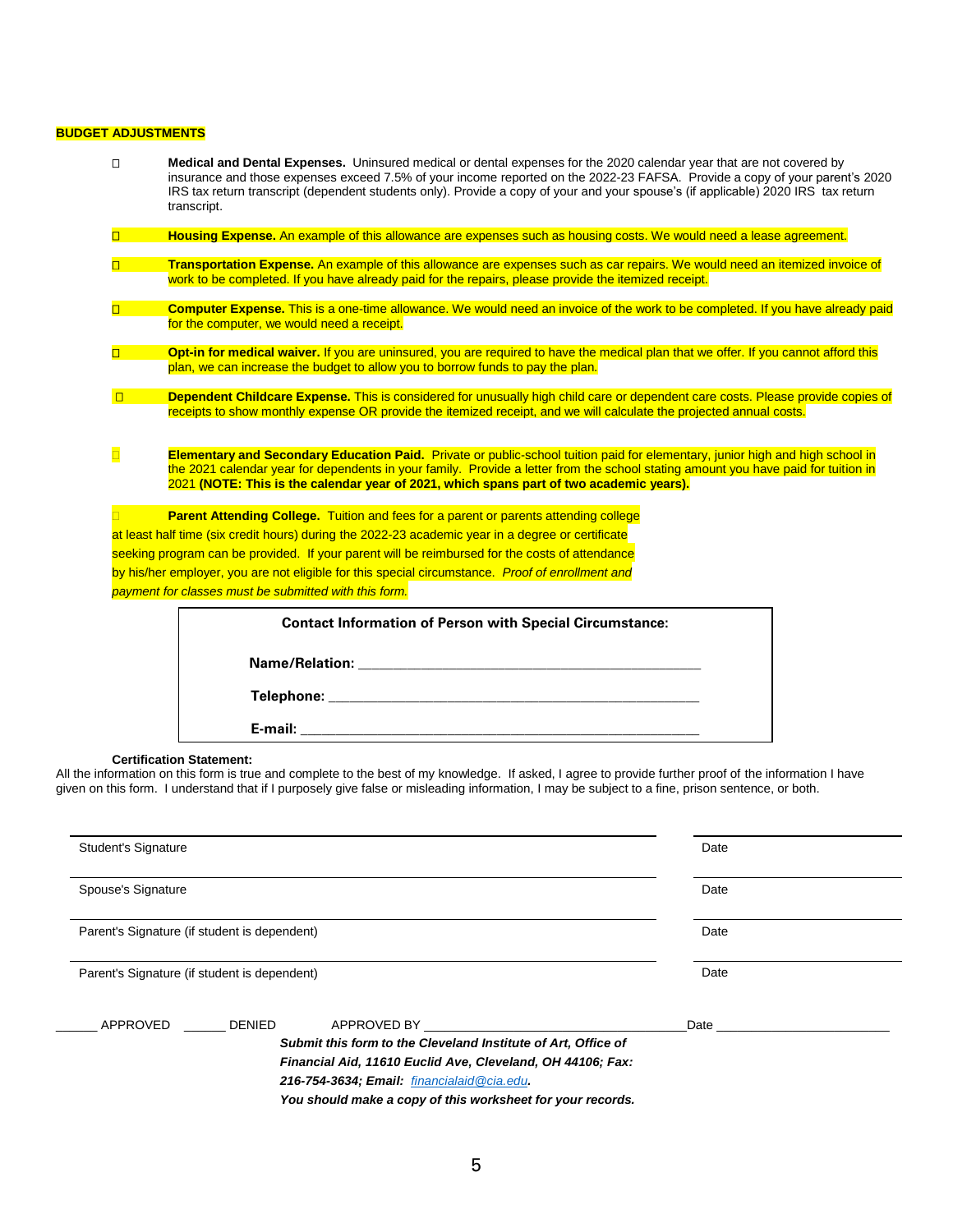**BUDGET ADJUSTMENTS**

- ☐ **Medical and Dental Expenses.** Uninsured medical or dental expenses for the 2020 calendar year that are not covered by insurance and those expenses exceed 7.5% of your income reported on the 2022-23 FAFSA. Provide a copy of your parent's 2020 IRS tax return transcript (dependent students only). Provide a copy of your and your spouse's (if applicable) 2020 IRS tax return transcript.

- ☐ **Housing Expense.** An example of this allowance are expenses such as housing costs. We would need a lease agreement.

- ☐ **Transportation Expense.** An example of this allowance are expenses such as car repairs. We would need an itemized invoice of work to be completed. If you have already paid for the repairs, please provide the itemized receipt.

- ☐ **Computer Expense.** This is a one-time allowance. We would need an invoice of the work to be completed. If you have already paid for the computer, we would need a receipt.

- ☐ **Opt-in for medical waiver.** If you are uninsured, you are required to have the medical plan that we offer. If you cannot afford this plan, we can increase the budget to allow you to borrow funds to pay the plan.

- ☐ **Dependent Childcare Expense.** This is considered for unusually high child care or dependent care costs. Please provide copies of receipts to show monthly expense OR provide the itemized receipt, and we will calculate the projected annual costs.

- ☐ **Elementary and Secondary Education Paid.** Private or public-school tuition paid for elementary, junior high and high school in the 2021 calendar year for dependents in your family. Provide a letter from the school stating amount you have paid for tuition in 2021 **(NOTE: This is the calendar year of 2021, which spans part of two academic years).**

- ☐ **Parent Attending College.** Tuition and fees for a parent or parents attending college at least half time (six credit hours) during the 2022-23 academic year in a degree or certificate seeking program can be provided. If your parent will be reimbursed for the costs of attendance by his/her employer, you are not eligible for this special circumstance. *Proof of enrollment and payment for classes must be submitted with this form.*

**Contact Information of Person with Special Circumstance:**

**Name/Relation:** ____________________________________________

**Telephone:** ________________________________________________

**E-mail:** ___________________________________________________

**Certification Statement:**

All the information on this form is true and complete to the best of my knowledge. If asked, I agree to provide further proof of the information I have given on this form. I understand that if I purposely give false or misleading information, I may be subject to a fine, prison sentence, or both.

_____________________________________________ ______________

Student's Signature Date

_____________________________________________ ______________

Spouse's Signature Date

_____________________________________________ ______________

Parent's Signature (if student is dependent) Date

_____________________________________________ ______________

Parent's Signature (if student is dependent) Date

______ APPROVED ______ DENIED APPROVED BY ____________________________________Date ________________________

***Submit this form to the Cleveland Institute of Art, Office of Financial Aid, 11610 Euclid Ave, Cleveland, OH 44106; Fax: 216-754-3634; Email: financialaid@cia.edu.***

***You should make a copy of this worksheet for your records.***